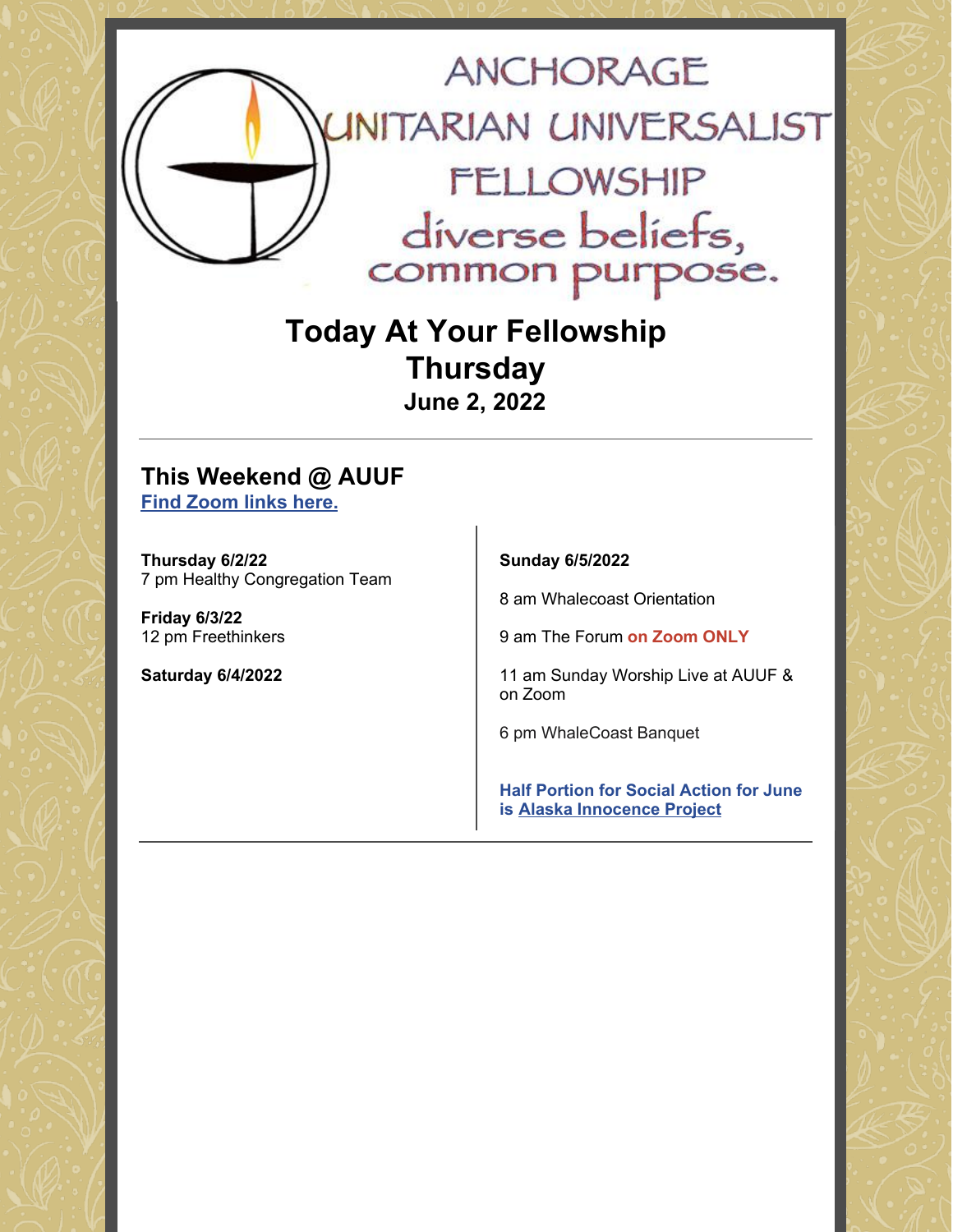# ANCHORAGE UNITARIAN UNIVERSALIST FELLOWSHIP

diverse beliefs, common purpose.

## Today At Your Fellowship
## Thursday
### June 2, 2022

---

## This Weekend @ AUUF

**Find Zoom links here.**

**Thursday 6/2/22**
7 pm Healthy Congregation Team

**Friday 6/3/22**
12 pm Freethinkers

**Saturday 6/4/2022**

**Sunday 6/5/2022**

8 am Whalecoast Orientation

9 am The Forum **on Zoom ONLY**

11 am Sunday Worship Live at AUUF & on Zoom

6 pm WhaleCoast Banquet

**Half Portion for Social Action for June is Alaska Innocence Project**

---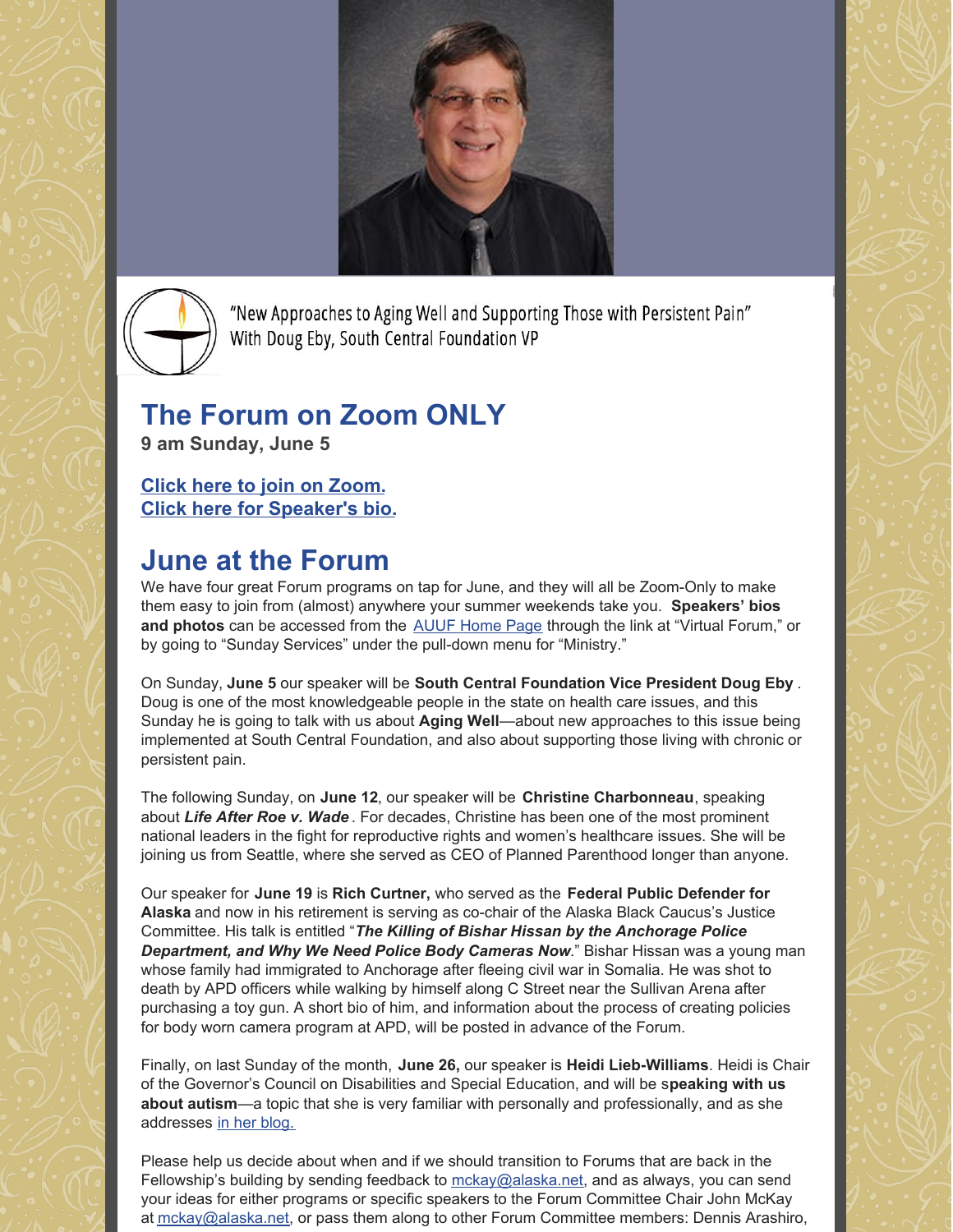"New Approaches to Aging Well and Supporting Those with Persistent Pain"
With Doug Eby, South Central Foundation VP

## The Forum on Zoom ONLY

**9 am Sunday, June 5**

**Click here to join on Zoom.**
**Click here for Speaker's bio.**

## June at the Forum

We have four great Forum programs on tap for June, and they will all be Zoom-Only to make them easy to join from (almost) anywhere your summer weekends take you. **Speakers' bios and photos** can be accessed from the AUUF Home Page through the link at "Virtual Forum," or by going to "Sunday Services" under the pull-down menu for "Ministry."

On Sunday, **June 5** our speaker will be **South Central Foundation Vice President Doug Eby** . Doug is one of the most knowledgeable people in the state on health care issues, and this Sunday he is going to talk with us about **Aging Well**—about new approaches to this issue being implemented at South Central Foundation, and also about supporting those living with chronic or persistent pain.

The following Sunday, on **June 12**, our speaker will be **Christine Charbonneau**, speaking about ***Life After Roe v. Wade*** . For decades, Christine has been one of the most prominent national leaders in the fight for reproductive rights and women's healthcare issues. She will be joining us from Seattle, where she served as CEO of Planned Parenthood longer than anyone.

Our speaker for **June 19** is **Rich Curtner,** who served as the **Federal Public Defender for Alaska** and now in his retirement is serving as co-chair of the Alaska Black Caucus's Justice Committee. His talk is entitled "***The Killing of Bishar Hissan by the Anchorage Police Department, and Why We Need Police Body Cameras Now***." Bishar Hissan was a young man whose family had immigrated to Anchorage after fleeing civil war in Somalia. He was shot to death by APD officers while walking by himself along C Street near the Sullivan Arena after purchasing a toy gun. A short bio of him, and information about the process of creating policies for body worn camera program at APD, will be posted in advance of the Forum.

Finally, on last Sunday of the month, **June 26,** our speaker is **Heidi Lieb-Williams**. Heidi is Chair of the Governor's Council on Disabilities and Special Education, and will be s**peaking with us about autism**—a topic that she is very familiar with personally and professionally, and as she addresses in her blog.

Please help us decide about when and if we should transition to Forums that are back in the Fellowship's building by sending feedback to mckay@alaska.net, and as always, you can send your ideas for either programs or specific speakers to the Forum Committee Chair John McKay at mckay@alaska.net, or pass them along to other Forum Committee members: Dennis Arashiro,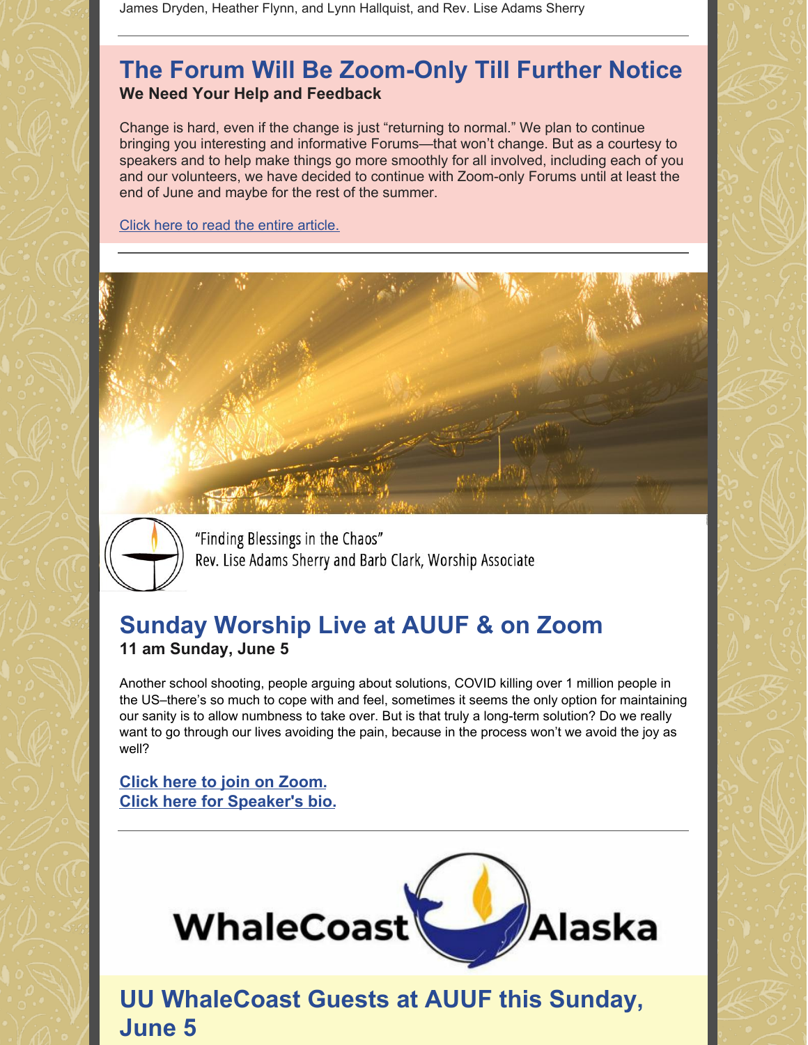James Dryden, Heather Flynn, and Lynn Hallquist, and Rev. Lise Adams Sherry

## The Forum Will Be Zoom-Only Till Further Notice

**We Need Your Help and Feedback**

Change is hard, even if the change is just “returning to normal.” We plan to continue bringing you interesting and informative Forums—that won’t change. But as a courtesy to speakers and to help make things go more smoothly for all involved, including each of you and our volunteers, we have decided to continue with Zoom-only Forums until at least the end of June and maybe for the rest of the summer.

Click here to read the entire article.

“Finding Blessings in the Chaos”
Rev. Lise Adams Sherry and Barb Clark, Worship Associate

## Sunday Worship Live at AUUF & on Zoom

**11 am Sunday, June 5**

Another school shooting, people arguing about solutions, COVID killing over 1 million people in the US–there’s so much to cope with and feel, sometimes it seems the only option for maintaining our sanity is to allow numbness to take over. But is that truly a long-term solution? Do we really want to go through our lives avoiding the pain, because in the process won’t we avoid the joy as well?

**Click here to join on Zoom.**
**Click here for Speaker's bio.**

WhaleCoast Alaska

## UU WhaleCoast Guests at AUUF this Sunday, June 5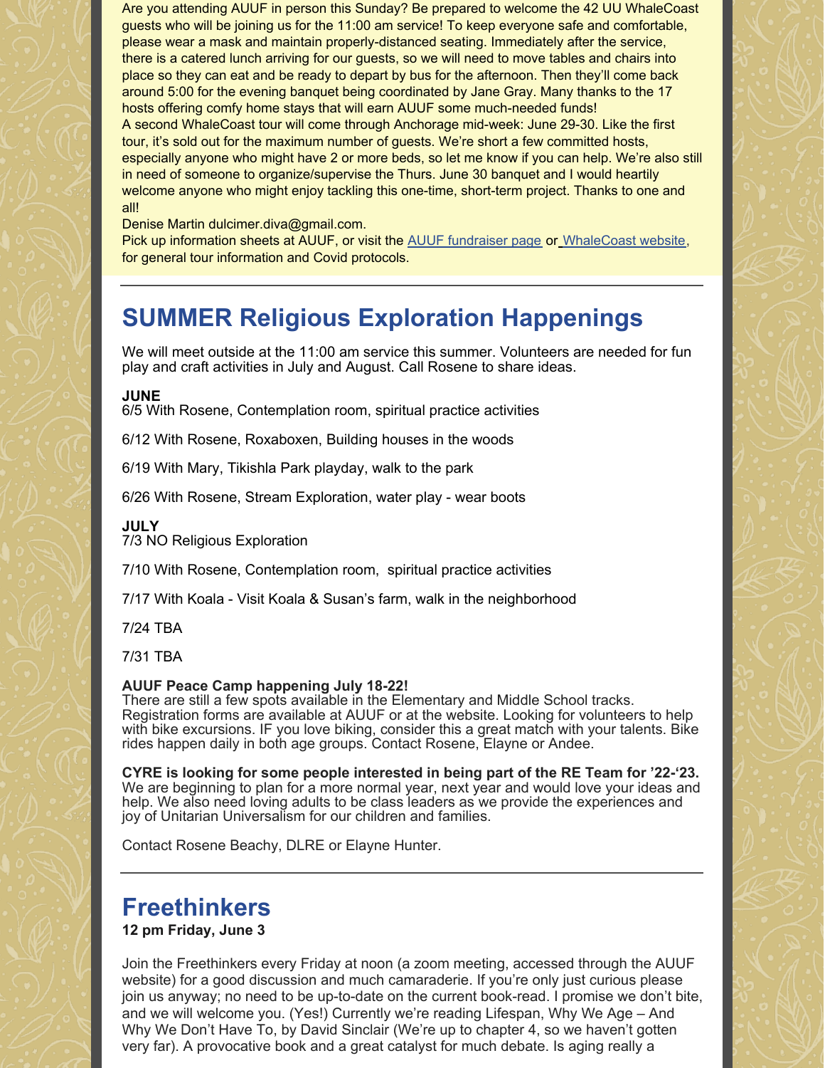Are you attending AUUF in person this Sunday? Be prepared to welcome the 42 UU WhaleCoast guests who will be joining us for the 11:00 am service! To keep everyone safe and comfortable, please wear a mask and maintain properly-distanced seating. Immediately after the service, there is a catered lunch arriving for our guests, so we will need to move tables and chairs into place so they can eat and be ready to depart by bus for the afternoon. Then they'll come back around 5:00 for the evening banquet being coordinated by Jane Gray. Many thanks to the 17 hosts offering comfy home stays that will earn AUUF some much-needed funds!

A second WhaleCoast tour will come through Anchorage mid-week: June 29-30. Like the first tour, it's sold out for the maximum number of guests. We're short a few committed hosts, especially anyone who might have 2 or more beds, so let me know if you can help. We're also still in need of someone to organize/supervise the Thurs. June 30 banquet and I would heartily welcome anyone who might enjoy tackling this one-time, short-term project. Thanks to one and all!

Denise Martin dulcimer.diva@gmail.com.

Pick up information sheets at AUUF, or visit the AUUF fundraiser page or WhaleCoast website, for general tour information and Covid protocols.

---

## SUMMER Religious Exploration Happenings

We will meet outside at the 11:00 am service this summer. Volunteers are needed for fun play and craft activities in July and August. Call Rosene to share ideas.

**JUNE**

6/5 With Rosene, Contemplation room, spiritual practice activities

6/12 With Rosene, Roxaboxen, Building houses in the woods

6/19 With Mary, Tikishla Park playday, walk to the park

6/26 With Rosene, Stream Exploration, water play - wear boots

**JULY**

7/3 NO Religious Exploration

7/10 With Rosene, Contemplation room, spiritual practice activities

7/17 With Koala - Visit Koala & Susan's farm, walk in the neighborhood

7/24 TBA

7/31 TBA

**AUUF Peace Camp happening July 18-22!**

There are still a few spots available in the Elementary and Middle School tracks. Registration forms are available at AUUF or at the website. Looking for volunteers to help with bike excursions. IF you love biking, consider this a great match with your talents. Bike rides happen daily in both age groups. Contact Rosene, Elayne or Andee.

**CYRE is looking for some people interested in being part of the RE Team for '22-'23.** We are beginning to plan for a more normal year, next year and would love your ideas and help. We also need loving adults to be class leaders as we provide the experiences and joy of Unitarian Universalism for our children and families.

Contact Rosene Beachy, DLRE or Elayne Hunter.

---

## Freethinkers

**12 pm Friday, June 3**

Join the Freethinkers every Friday at noon (a zoom meeting, accessed through the AUUF website) for a good discussion and much camaraderie. If you're only just curious please join us anyway; no need to be up-to-date on the current book-read. I promise we don't bite, and we will welcome you. (Yes!) Currently we're reading Lifespan, Why We Age – And Why We Don't Have To, by David Sinclair (We're up to chapter 4, so we haven't gotten very far). A provocative book and a great catalyst for much debate. Is aging really a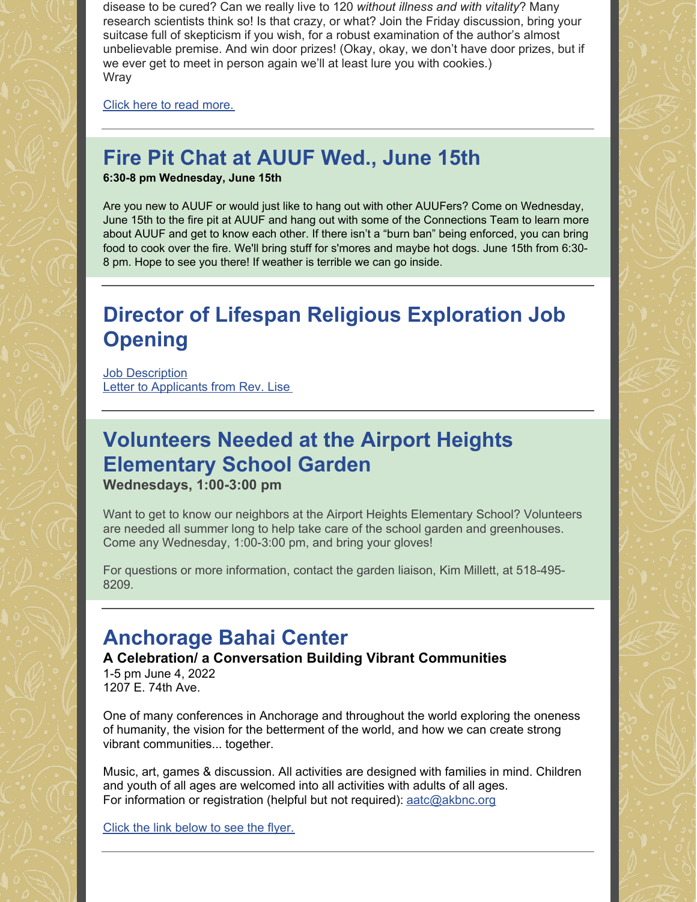disease to be cured? Can we really live to 120 *without illness and with vitality*? Many research scientists think so! Is that crazy, or what? Join the Friday discussion, bring your suitcase full of skepticism if you wish, for a robust examination of the author's almost unbelievable premise. And win door prizes! (Okay, okay, we don't have door prizes, but if we ever get to meet in person again we'll at least lure you with cookies.)
Wray

Click here to read more.

---

## Fire Pit Chat at AUUF Wed., June 15th

**6:30-8 pm Wednesday, June 15th**

Are you new to AUUF or would just like to hang out with other AUUFers? Come on Wednesday, June 15th to the fire pit at AUUF and hang out with some of the Connections Team to learn more about AUUF and get to know each other. If there isn't a "burn ban" being enforced, you can bring food to cook over the fire. We'll bring stuff for s'mores and maybe hot dogs. June 15th from 6:30-8 pm. Hope to see you there! If weather is terrible we can go inside.

---

## Director of Lifespan Religious Exploration Job Opening

Job Description
Letter to Applicants from Rev. Lise

---

## Volunteers Needed at the Airport Heights Elementary School Garden

**Wednesdays, 1:00-3:00 pm**

Want to get to know our neighbors at the Airport Heights Elementary School? Volunteers are needed all summer long to help take care of the school garden and greenhouses. Come any Wednesday, 1:00-3:00 pm, and bring your gloves!

For questions or more information, contact the garden liaison, Kim Millett, at 518-495-8209.

---

## Anchorage Bahai Center

**A Celebration/ a Conversation Building Vibrant Communities**
1-5 pm June 4, 2022
1207 E. 74th Ave.

One of many conferences in Anchorage and throughout the world exploring the oneness of humanity, the vision for the betterment of the world, and how we can create strong vibrant communities... together.

Music, art, games & discussion. All activities are designed with families in mind. Children and youth of all ages are welcomed into all activities with adults of all ages.
For information or registration (helpful but not required): aatc@akbnc.org

Click the link below to see the flyer.

---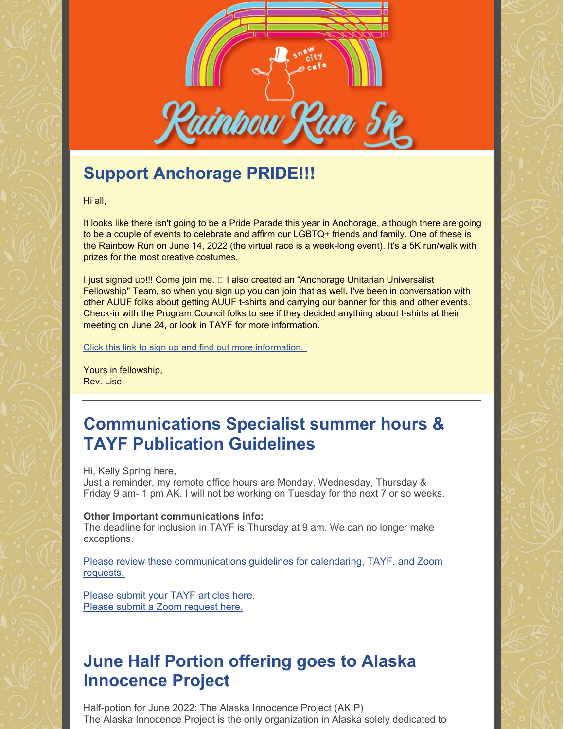## Support Anchorage PRIDE!!!

Hi all,

It looks like there isn't going to be a Pride Parade this year in Anchorage, although there are going to be a couple of events to celebrate and affirm our LGBTQ+ friends and family. One of these is the Rainbow Run on June 14, 2022 (the virtual race is a week-long event). It's a 5K run/walk with prizes for the most creative costumes.

I just signed up!!! Come join me. I also created an "Anchorage Unitarian Universalist Fellowship" Team, so when you sign up you can join that as well. I've been in conversation with other AUUF folks about getting AUUF t-shirts and carrying our banner for this and other events. Check-in with the Program Council folks to see if they decided anything about t-shirts at their meeting on June 24, or look in TAYF for more information.

Click this link to sign up and find out more information.

Yours in fellowship,
Rev. Lise

---

## Communications Specialist summer hours & TAYF Publication Guidelines

Hi, Kelly Spring here,
Just a reminder, my remote office hours are Monday, Wednesday, Thursday & Friday 9 am- 1 pm AK. I will not be working on Tuesday for the next 7 or so weeks.

**Other important communications info:**
The deadline for inclusion in TAYF is Thursday at 9 am. We can no longer make exceptions.

Please review these communications guidelines for calendaring, TAYF, and Zoom requests.

Please submit your TAYF articles here.
Please submit a Zoom request here.

---

## June Half Portion offering goes to Alaska Innocence Project

Half-potion for June 2022: The Alaska Innocence Project (AKIP)
The Alaska Innocence Project is the only organization in Alaska solely dedicated to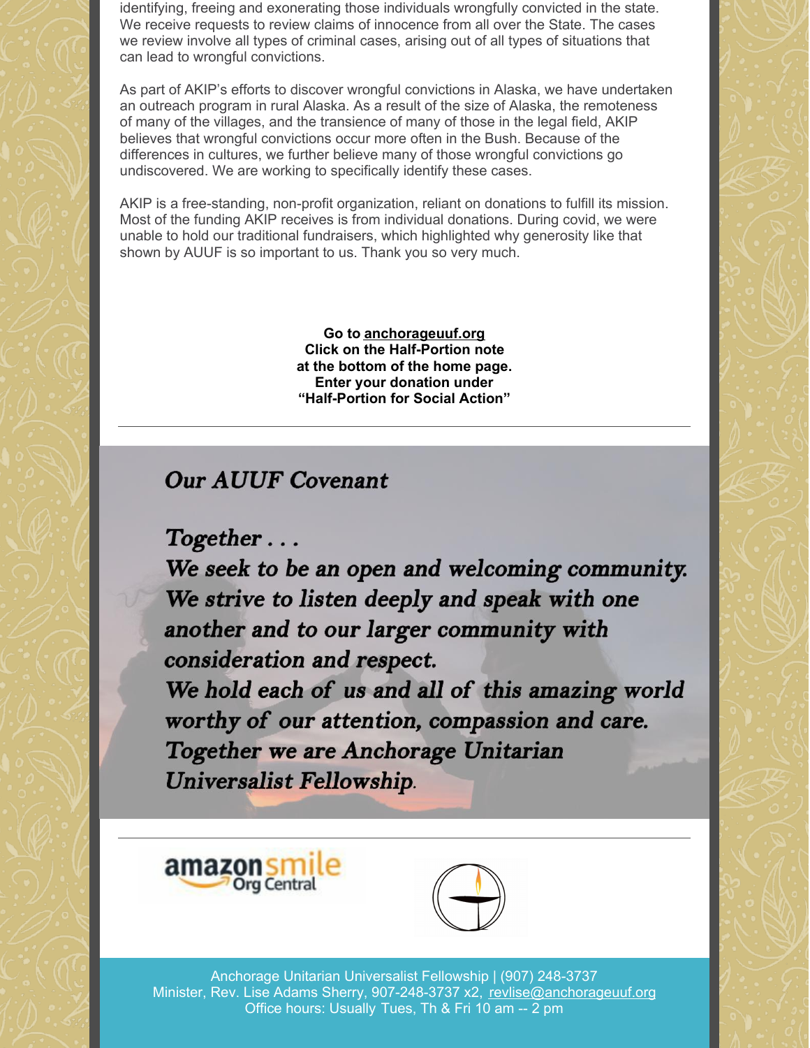identifying, freeing and exonerating those individuals wrongfully convicted in the state. We receive requests to review claims of innocence from all over the State. The cases we review involve all types of criminal cases, arising out of all types of situations that can lead to wrongful convictions.

As part of AKIP's efforts to discover wrongful convictions in Alaska, we have undertaken an outreach program in rural Alaska. As a result of the size of Alaska, the remoteness of many of the villages, and the transience of many of those in the legal field, AKIP believes that wrongful convictions occur more often in the Bush. Because of the differences in cultures, we further believe many of those wrongful convictions go undiscovered. We are working to specifically identify these cases.

AKIP is a free-standing, non-profit organization, reliant on donations to fulfill its mission. Most of the funding AKIP receives is from individual donations. During covid, we were unable to hold our traditional fundraisers, which highlighted why generosity like that shown by AUUF is so important to us. Thank you so very much.

**Go to anchorageuuf.org**
**Click on the Half-Portion note at the bottom of the home page.**
**Enter your donation under "Half-Portion for Social Action"**

---

## *Our AUUF Covenant*

*Together . . .*
*We seek to be an open and welcoming community.*
*We strive to listen deeply and speak with one another and to our larger community with consideration and respect.*
*We hold each of us and all of this amazing world worthy of our attention, compassion and care.*
*Together we are Anchorage Unitarian Universalist Fellowship.*

---

amazonsmile Org Central

Anchorage Unitarian Universalist Fellowship | (907) 248-3737
Minister, Rev. Lise Adams Sherry, 907-248-3737 x2, revlise@anchorageuuf.org
Office hours: Usually Tues, Th & Fri 10 am -- 2 pm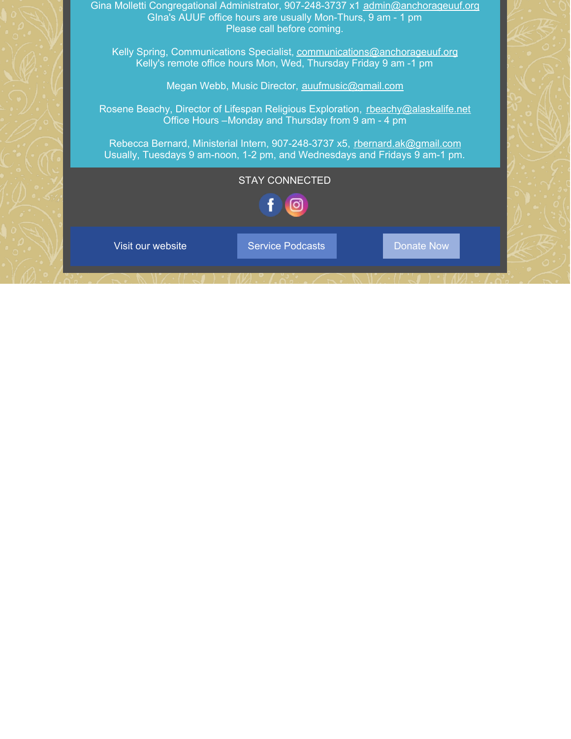Gina Molletti Congregational Administrator, 907-248-3737 x1 admin@anchorageuuf.org
GIna's AUUF office hours are usually Mon-Thurs, 9 am - 1 pm
Please call before coming.

Kelly Spring, Communications Specialist, communications@anchorageuuf.org
Kelly's remote office hours Mon, Wed, Thursday Friday 9 am -1 pm

Megan Webb, Music Director, auufmusic@gmail.com

Rosene Beachy, Director of Lifespan Religious Exploration, rbeachy@alaskalife.net
Office Hours –Monday and Thursday from 9 am - 4 pm

Rebecca Bernard, Ministerial Intern, 907-248-3737 x5, rbernard.ak@gmail.com
Usually, Tuesdays 9 am-noon, 1-2 pm, and Wednesdays and Fridays 9 am-1 pm.

STAY CONNECTED

Visit our website

Service Podcasts

Donate Now